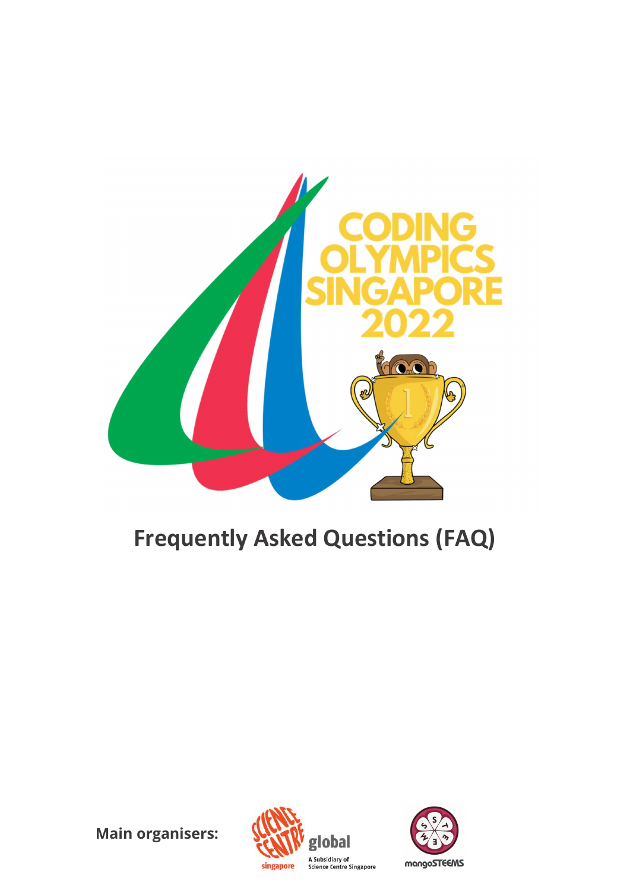CODING OLYMPICS SINGAPORE 2022

# Frequently Asked Questions (FAQ)

**Main organisers:**

Science Centre Singapore global — A Subsidiary of Science Centre Singapore

mangoSTEEMS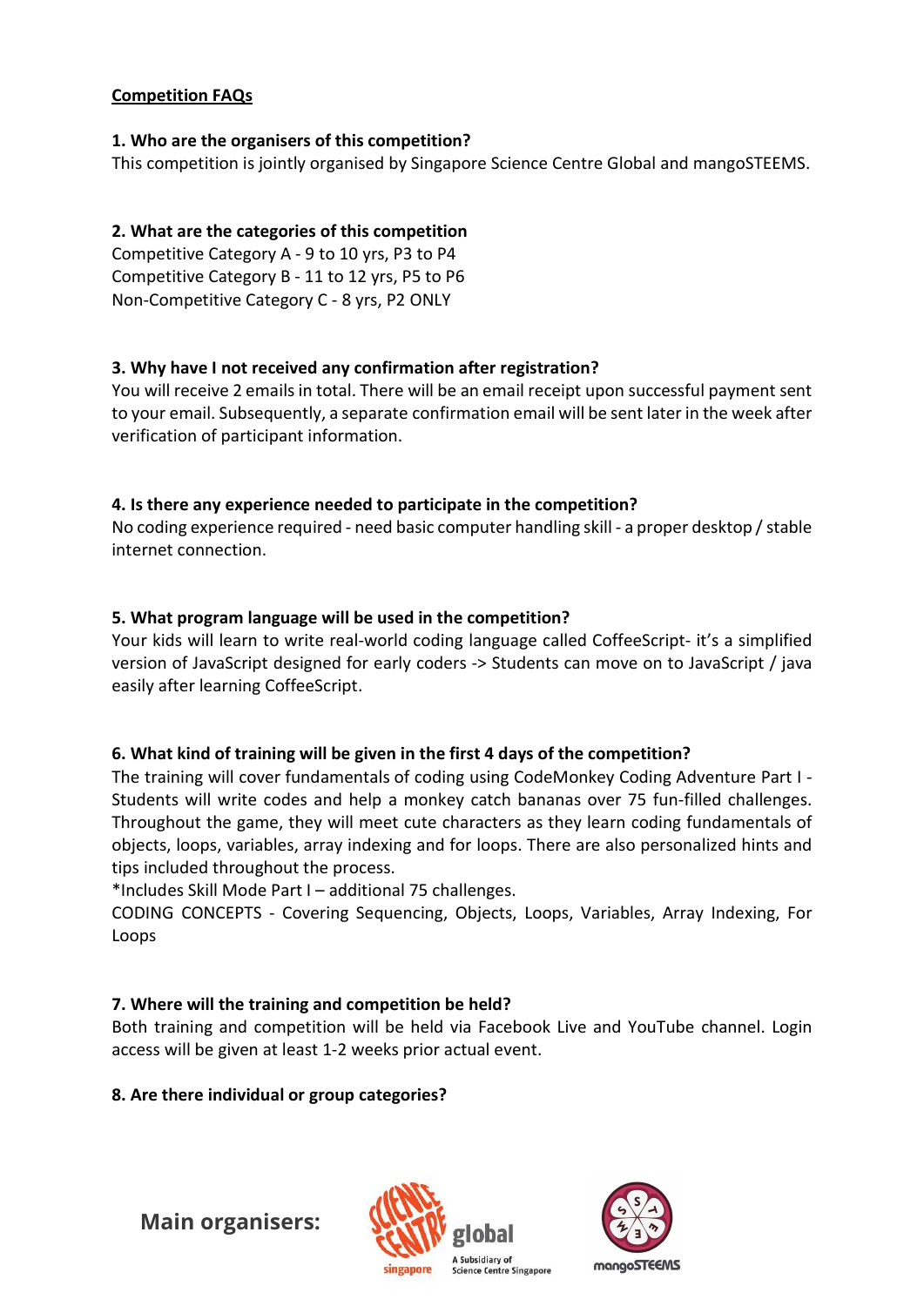**Competition FAQs**

**1. Who are the organisers of this competition?**

This competition is jointly organised by Singapore Science Centre Global and mangoSTEEMS.

**2. What are the categories of this competition**

Competitive Category A - 9 to 10 yrs, P3 to P4
Competitive Category B - 11 to 12 yrs, P5 to P6
Non-Competitive Category C - 8 yrs, P2 ONLY

**3. Why have I not received any confirmation after registration?**

You will receive 2 emails in total. There will be an email receipt upon successful payment sent to your email. Subsequently, a separate confirmation email will be sent later in the week after verification of participant information.

**4. Is there any experience needed to participate in the competition?**

No coding experience required - need basic computer handling skill - a proper desktop / stable internet connection.

**5. What program language will be used in the competition?**

Your kids will learn to write real-world coding language called CoffeeScript- it's a simplified version of JavaScript designed for early coders -> Students can move on to JavaScript / java easily after learning CoffeeScript.

**6. What kind of training will be given in the first 4 days of the competition?**

The training will cover fundamentals of coding using CodeMonkey Coding Adventure Part I - Students will write codes and help a monkey catch bananas over 75 fun-filled challenges. Throughout the game, they will meet cute characters as they learn coding fundamentals of objects, loops, variables, array indexing and for loops. There are also personalized hints and tips included throughout the process.

*Includes Skill Mode Part I – additional 75 challenges.

CODING CONCEPTS - Covering Sequencing, Objects, Loops, Variables, Array Indexing, For Loops

**7. Where will the training and competition be held?**

Both training and competition will be held via Facebook Live and YouTube channel. Login access will be given at least 1-2 weeks prior actual event.

**8. Are there individual or group categories?**

**Main organisers:**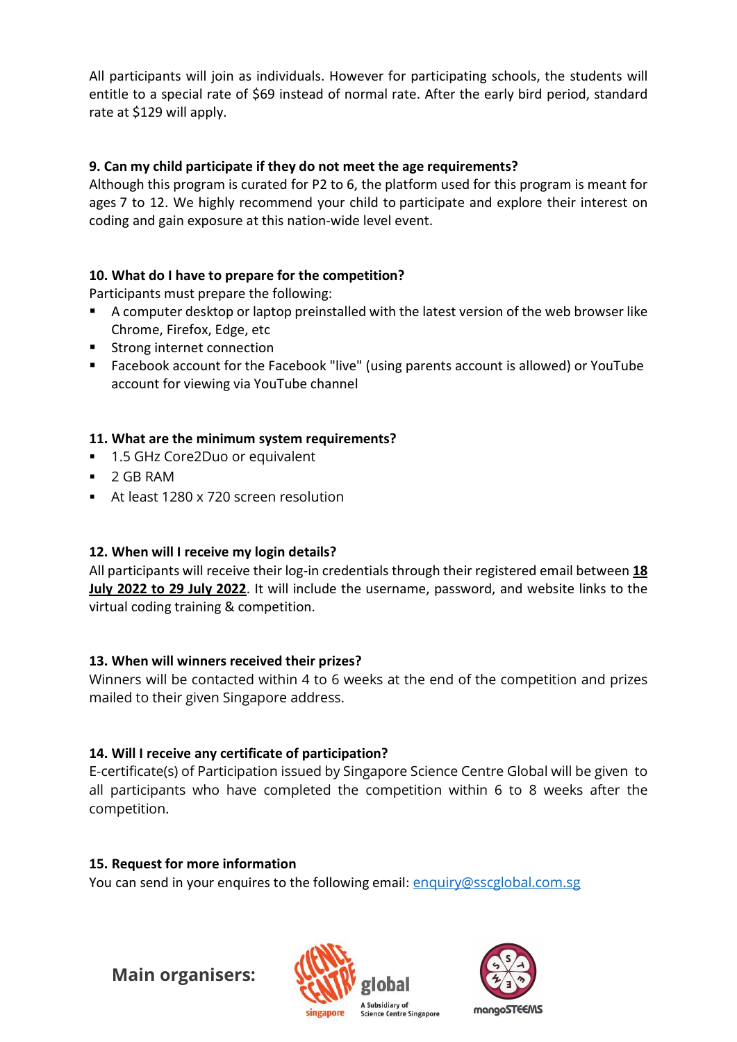All participants will join as individuals. However for participating schools, the students will entitle to a special rate of $69 instead of normal rate. After the early bird period, standard rate at $129 will apply.

**9. Can my child participate if they do not meet the age requirements?**

Although this program is curated for P2 to 6, the platform used for this program is meant for ages 7 to 12. We highly recommend your child to participate and explore their interest on coding and gain exposure at this nation-wide level event.

**10. What do I have to prepare for the competition?**

Participants must prepare the following:

- A computer desktop or laptop preinstalled with the latest version of the web browser like Chrome, Firefox, Edge, etc
- Strong internet connection
- Facebook account for the Facebook "live" (using parents account is allowed) or YouTube account for viewing via YouTube channel

**11. What are the minimum system requirements?**

- 1.5 GHz Core2Duo or equivalent
- 2 GB RAM
- At least 1280 x 720 screen resolution

**12. When will I receive my login details?**

All participants will receive their log-in credentials through their registered email between **18 July 2022 to 29 July 2022**. It will include the username, password, and website links to the virtual coding training & competition.

**13. When will winners received their prizes?**

Winners will be contacted within 4 to 6 weeks at the end of the competition and prizes mailed to their given Singapore address.

**14. Will I receive any certificate of participation?**

E-certificate(s) of Participation issued by Singapore Science Centre Global will be given to all participants who have completed the competition within 6 to 8 weeks after the competition.

**15. Request for more information**

You can send in your enquires to the following email: enquiry@sscglobal.com.sg

**Main organisers:**

Science Centre Singapore global — A Subsidiary of Science Centre Singapore

mangoSTEEMS